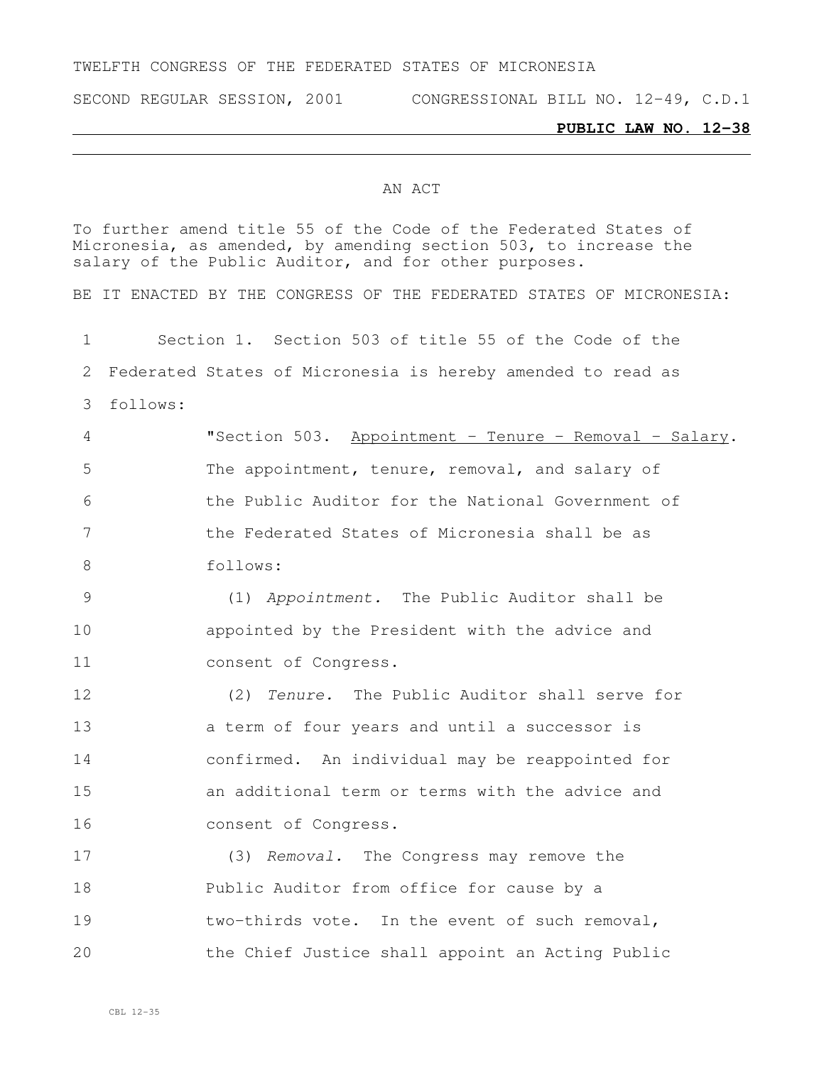TWELFTH CONGRESS OF THE FEDERATED STATES OF MICRONESIA

SECOND REGULAR SESSION, 2001 CONGRESSIONAL BILL NO. 12-49, C.D.1

**PUBLIC LAW NO. 12-38**

AN ACT

To further amend title 55 of the Code of the Federated States of Micronesia, as amended, by amending section 503, to increase the salary of the Public Auditor, and for other purposes.

BE IT ENACTED BY THE CONGRESS OF THE FEDERATED STATES OF MICRONESIA:

1 Section 1. Section 503 of title 55 of the Code of the
2 Federated States of Micronesia is hereby amended to read as
3 follows:

4 "Section 503. Appointment - Tenure - Removal - Salary.
5 The appointment, tenure, removal, and salary of
6 the Public Auditor for the National Government of
7 the Federated States of Micronesia shall be as
8 follows:

9 (1) *Appointment.* The Public Auditor shall be
10 appointed by the President with the advice and
11 consent of Congress.

12 (2) *Tenure.* The Public Auditor shall serve for
13 a term of four years and until a successor is
14 confirmed. An individual may be reappointed for
15 an additional term or terms with the advice and
16 consent of Congress.

17 (3) *Removal.* The Congress may remove the
18 Public Auditor from office for cause by a
19 two-thirds vote. In the event of such removal,
20 the Chief Justice shall appoint an Acting Public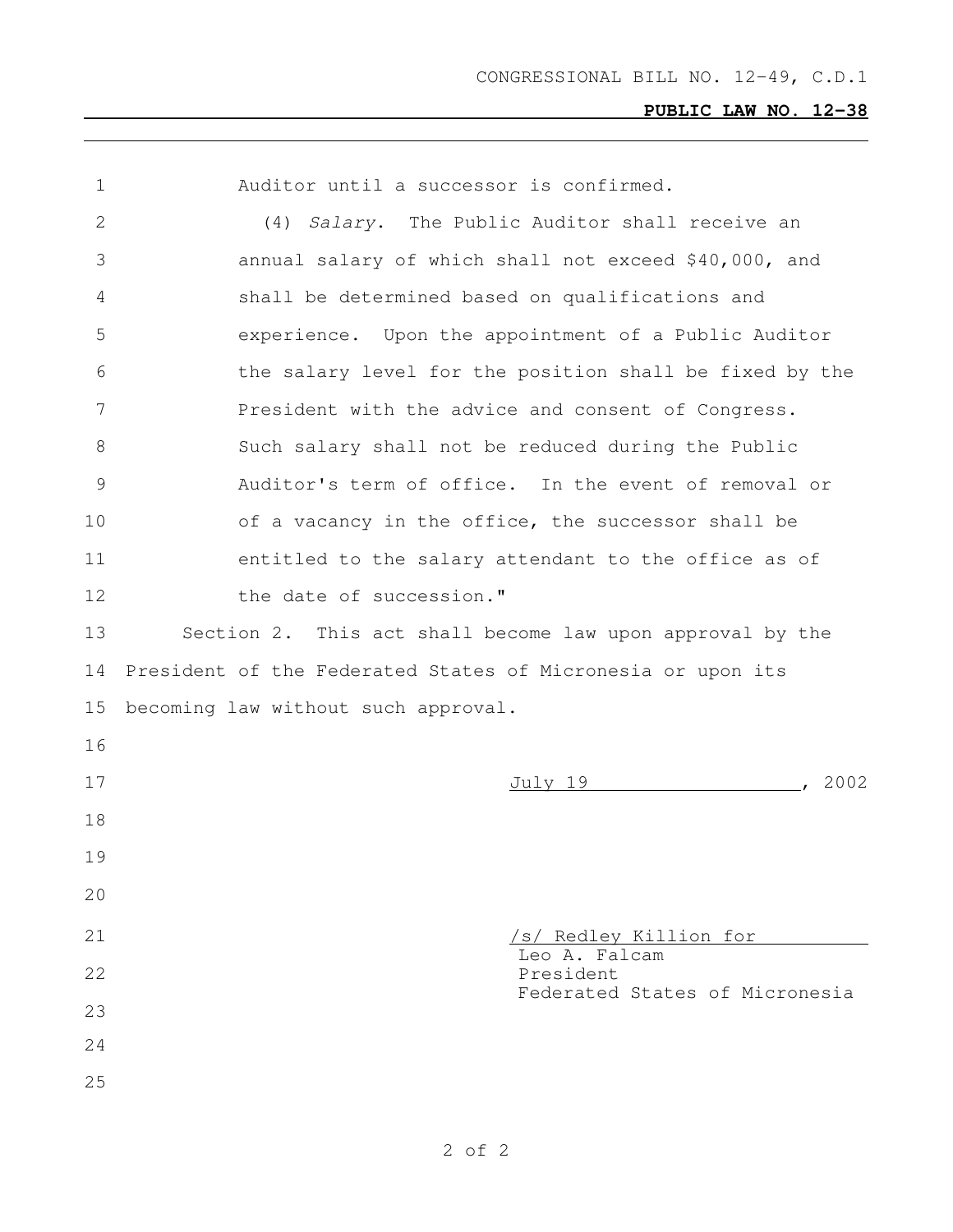Auditor until a successor is confirmed.

(4) *Salary*. The Public Auditor shall receive an annual salary of which shall not exceed $40,000, and shall be determined based on qualifications and experience. Upon the appointment of a Public Auditor the salary level for the position shall be fixed by the President with the advice and consent of Congress. Such salary shall not be reduced during the Public Auditor's term of office. In the event of removal or of a vacancy in the office, the successor shall be entitled to the salary attendant to the office as of the date of succession."

Section 2. This act shall become law upon approval by the President of the Federated States of Micronesia or upon its becoming law without such approval.

July 19, 2002

/s/ Redley Killion for
Leo A. Falcam
President
Federated States of Micronesia